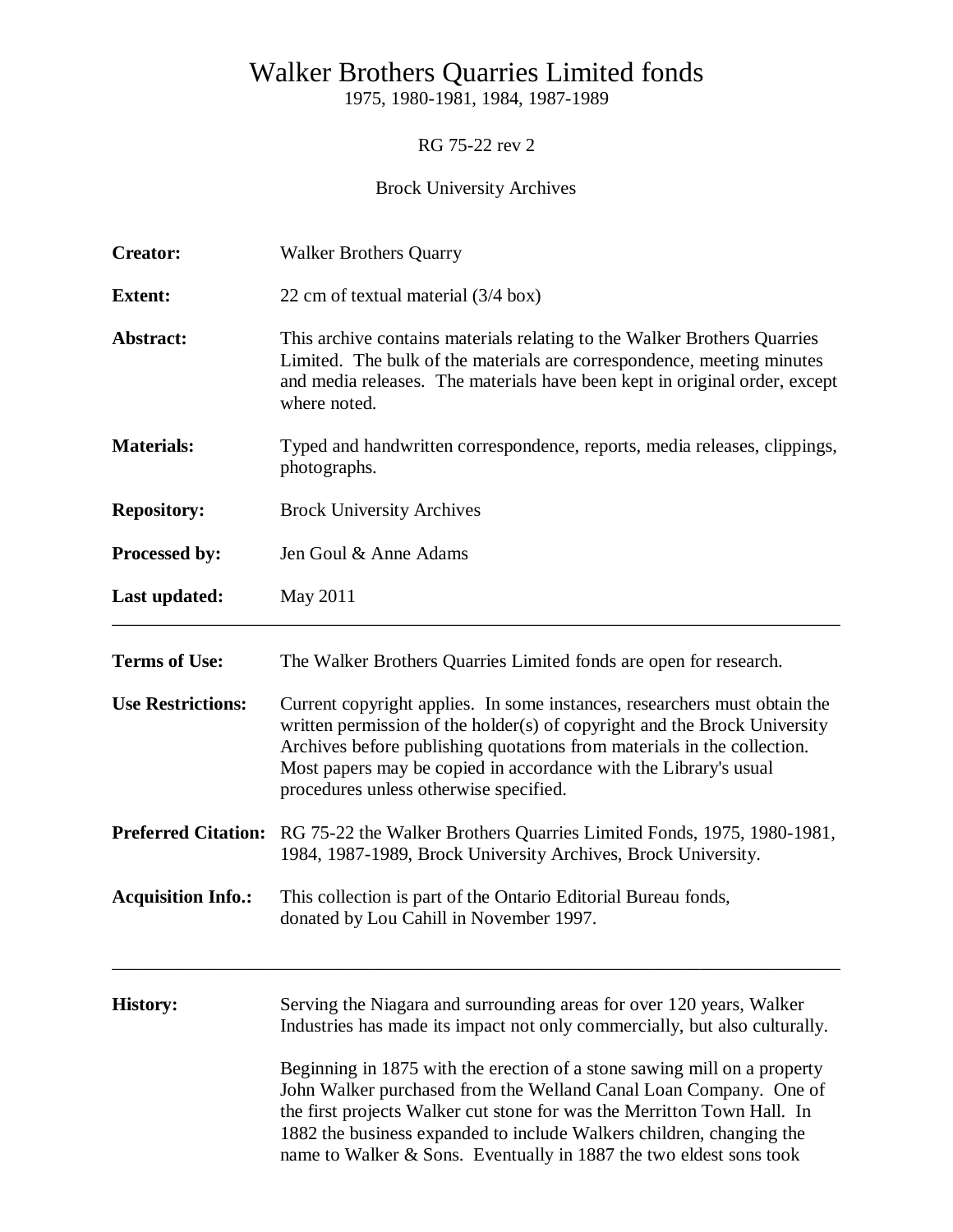# Walker Brothers Quarries Limited fonds

1975, 1980-1981, 1984, 1987-1989

RG 75-22 rev 2

Brock University Archives

**Creator:** Walker Brothers Quarry

**Extent:** 22 cm of textual material (3/4 box)

**Abstract:** This archive contains materials relating to the Walker Brothers Quarries Limited. The bulk of the materials are correspondence, meeting minutes and media releases. The materials have been kept in original order, except where noted.

**Materials:** Typed and handwritten correspondence, reports, media releases, clippings, photographs.

**Repository:** Brock University Archives

**Processed by:** Jen Goul & Anne Adams

**Last updated:** May 2011

---

**Terms of Use:** The Walker Brothers Quarries Limited fonds are open for research.

**Use Restrictions:** Current copyright applies. In some instances, researchers must obtain the written permission of the holder(s) of copyright and the Brock University Archives before publishing quotations from materials in the collection. Most papers may be copied in accordance with the Library's usual procedures unless otherwise specified.

**Preferred Citation:** RG 75-22 the Walker Brothers Quarries Limited Fonds, 1975, 1980-1981, 1984, 1987-1989, Brock University Archives, Brock University.

**Acquisition Info.:** This collection is part of the Ontario Editorial Bureau fonds, donated by Lou Cahill in November 1997.

---

**History:** Serving the Niagara and surrounding areas for over 120 years, Walker Industries has made its impact not only commercially, but also culturally.

Beginning in 1875 with the erection of a stone sawing mill on a property John Walker purchased from the Welland Canal Loan Company. One of the first projects Walker cut stone for was the Merritton Town Hall. In 1882 the business expanded to include Walkers children, changing the name to Walker & Sons. Eventually in 1887 the two eldest sons took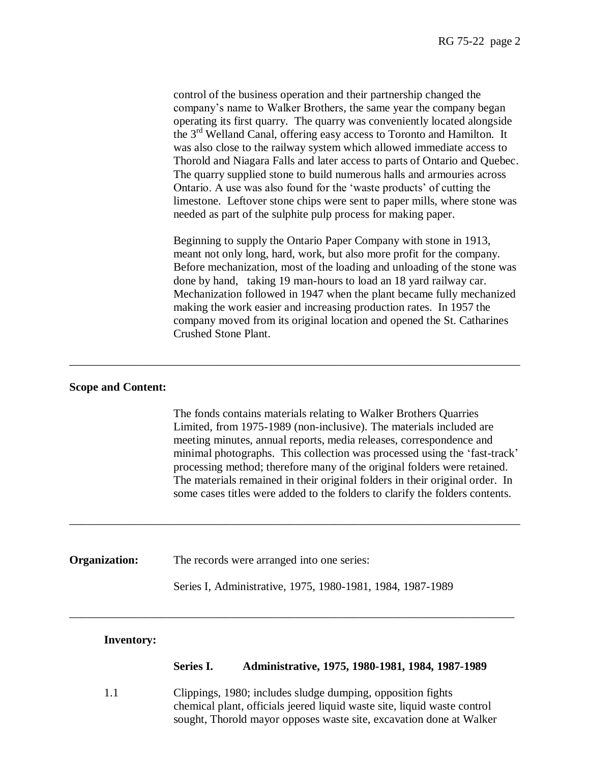control of the business operation and their partnership changed the company's name to Walker Brothers, the same year the company began operating its first quarry. The quarry was conveniently located alongside the 3rd Welland Canal, offering easy access to Toronto and Hamilton. It was also close to the railway system which allowed immediate access to Thorold and Niagara Falls and later access to parts of Ontario and Quebec. The quarry supplied stone to build numerous halls and armouries across Ontario. A use was also found for the 'waste products' of cutting the limestone. Leftover stone chips were sent to paper mills, where stone was needed as part of the sulphite pulp process for making paper.

Beginning to supply the Ontario Paper Company with stone in 1913, meant not only long, hard, work, but also more profit for the company. Before mechanization, most of the loading and unloading of the stone was done by hand, taking 19 man-hours to load an 18 yard railway car. Mechanization followed in 1947 when the plant became fully mechanized making the work easier and increasing production rates. In 1957 the company moved from its original location and opened the St. Catharines Crushed Stone Plant.

---

**Scope and Content:**

The fonds contains materials relating to Walker Brothers Quarries Limited, from 1975-1989 (non-inclusive). The materials included are meeting minutes, annual reports, media releases, correspondence and minimal photographs. This collection was processed using the 'fast-track' processing method; therefore many of the original folders were retained. The materials remained in their original folders in their original order. In some cases titles were added to the folders to clarify the folders contents.

---

**Organization:** The records were arranged into one series:

Series I, Administrative, 1975, 1980-1981, 1984, 1987-1989

---

**Inventory:**

**Series I. Administrative, 1975, 1980-1981, 1984, 1987-1989**

1.1 Clippings, 1980; includes sludge dumping, opposition fights chemical plant, officials jeered liquid waste site, liquid waste control sought, Thorold mayor opposes waste site, excavation done at Walker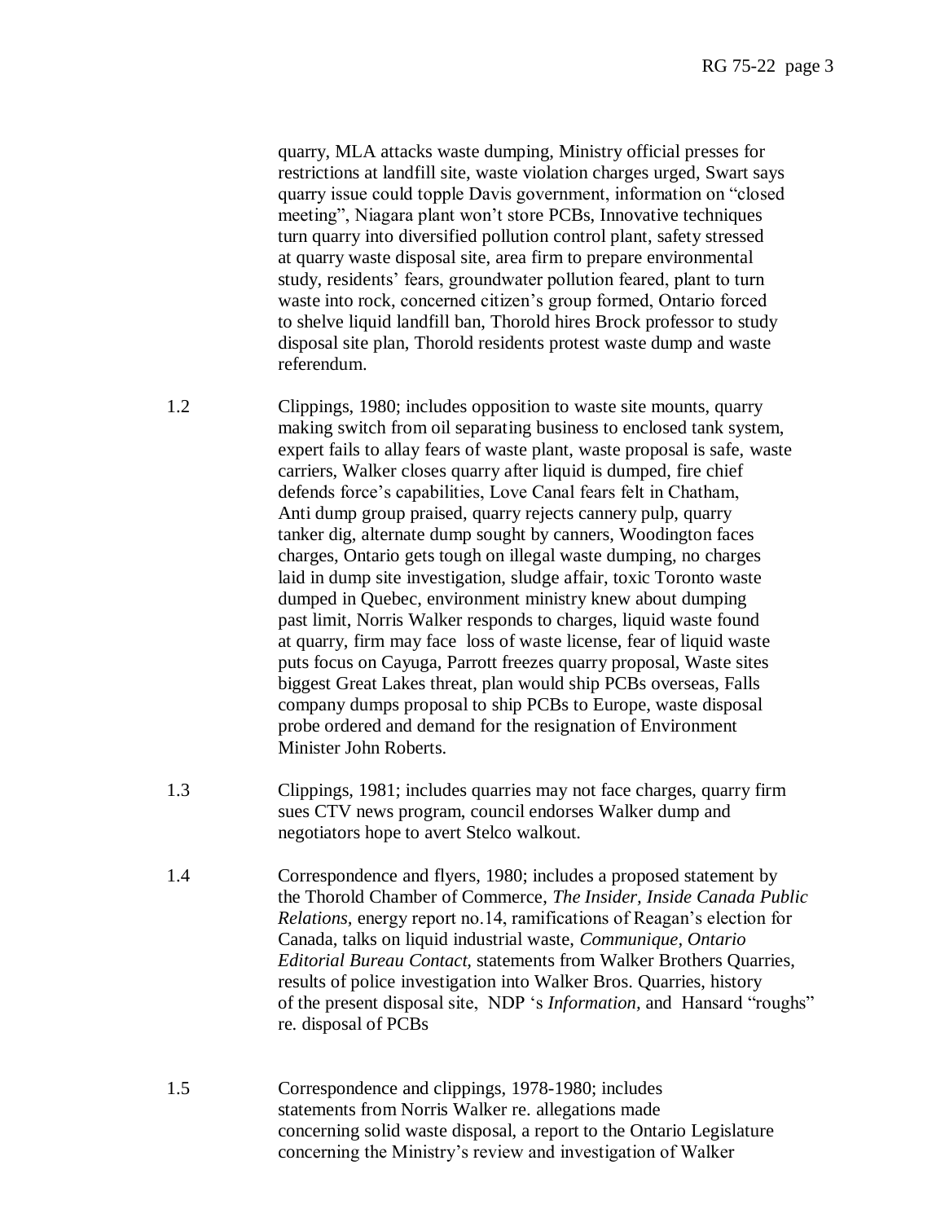quarry, MLA attacks waste dumping, Ministry official presses for restrictions at landfill site, waste violation charges urged, Swart says quarry issue could topple Davis government, information on "closed meeting", Niagara plant won't store PCBs, Innovative techniques turn quarry into diversified pollution control plant, safety stressed at quarry waste disposal site, area firm to prepare environmental study, residents' fears, groundwater pollution feared, plant to turn waste into rock, concerned citizen's group formed, Ontario forced to shelve liquid landfill ban, Thorold hires Brock professor to study disposal site plan, Thorold residents protest waste dump and waste referendum.

1.2 Clippings, 1980; includes opposition to waste site mounts, quarry making switch from oil separating business to enclosed tank system, expert fails to allay fears of waste plant, waste proposal is safe, waste carriers, Walker closes quarry after liquid is dumped, fire chief defends force's capabilities, Love Canal fears felt in Chatham, Anti dump group praised, quarry rejects cannery pulp, quarry tanker dig, alternate dump sought by canners, Woodington faces charges, Ontario gets tough on illegal waste dumping, no charges laid in dump site investigation, sludge affair, toxic Toronto waste dumped in Quebec, environment ministry knew about dumping past limit, Norris Walker responds to charges, liquid waste found at quarry, firm may face loss of waste license, fear of liquid waste puts focus on Cayuga, Parrott freezes quarry proposal, Waste sites biggest Great Lakes threat, plan would ship PCBs overseas, Falls company dumps proposal to ship PCBs to Europe, waste disposal probe ordered and demand for the resignation of Environment Minister John Roberts.

1.3 Clippings, 1981; includes quarries may not face charges, quarry firm sues CTV news program, council endorses Walker dump and negotiators hope to avert Stelco walkout.

1.4 Correspondence and flyers, 1980; includes a proposed statement by the Thorold Chamber of Commerce, *The Insider*, *Inside Canada Public Relations,* energy report no.14, ramifications of Reagan's election for Canada, talks on liquid industrial waste, *Communique*, *Ontario Editorial Bureau Contact*, statements from Walker Brothers Quarries, results of police investigation into Walker Bros. Quarries, history of the present disposal site, NDP 's *Information,* and Hansard "roughs" re. disposal of PCBs

1.5 Correspondence and clippings, 1978-1980; includes statements from Norris Walker re. allegations made concerning solid waste disposal, a report to the Ontario Legislature concerning the Ministry's review and investigation of Walker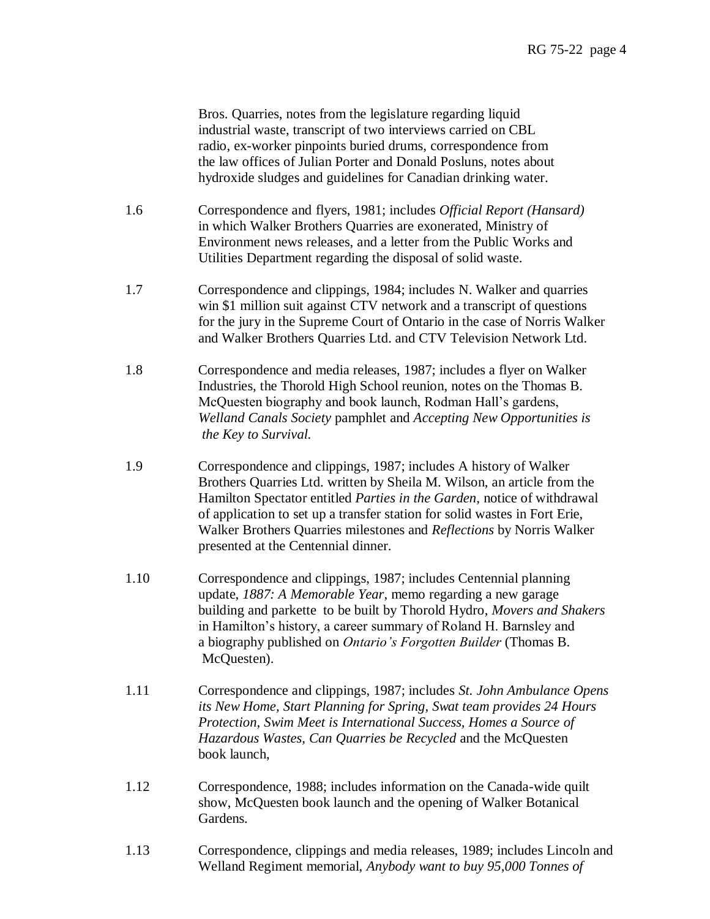Bros. Quarries, notes from the legislature regarding liquid industrial waste, transcript of two interviews carried on CBL radio, ex-worker pinpoints buried drums, correspondence from the law offices of Julian Porter and Donald Posluns, notes about hydroxide sludges and guidelines for Canadian drinking water.

1.6 Correspondence and flyers, 1981; includes *Official Report (Hansard)* in which Walker Brothers Quarries are exonerated, Ministry of Environment news releases, and a letter from the Public Works and Utilities Department regarding the disposal of solid waste.

1.7 Correspondence and clippings, 1984; includes N. Walker and quarries win $1 million suit against CTV network and a transcript of questions for the jury in the Supreme Court of Ontario in the case of Norris Walker and Walker Brothers Quarries Ltd. and CTV Television Network Ltd.

1.8 Correspondence and media releases, 1987; includes a flyer on Walker Industries, the Thorold High School reunion, notes on the Thomas B. McQuesten biography and book launch, Rodman Hall's gardens, *Welland Canals Society* pamphlet and *Accepting New Opportunities is the Key to Survival.*

1.9 Correspondence and clippings, 1987; includes A history of Walker Brothers Quarries Ltd. written by Sheila M. Wilson, an article from the Hamilton Spectator entitled *Parties in the Garden*, notice of withdrawal of application to set up a transfer station for solid wastes in Fort Erie, Walker Brothers Quarries milestones and *Reflections* by Norris Walker presented at the Centennial dinner.

1.10 Correspondence and clippings, 1987; includes Centennial planning update, *1887: A Memorable Year*, memo regarding a new garage building and parkette to be built by Thorold Hydro, *Movers and Shakers* in Hamilton's history, a career summary of Roland H. Barnsley and a biography published on *Ontario's Forgotten Builder* (Thomas B. McQuesten).

1.11 Correspondence and clippings, 1987; includes *St. John Ambulance Opens its New Home, Start Planning for Spring, Swat team provides 24 Hours Protection, Swim Meet is International Success, Homes a Source of Hazardous Wastes, Can Quarries be Recycled* and the McQuesten book launch,

1.12 Correspondence, 1988; includes information on the Canada-wide quilt show, McQuesten book launch and the opening of Walker Botanical Gardens.

1.13 Correspondence, clippings and media releases, 1989; includes Lincoln and Welland Regiment memorial, *Anybody want to buy 95,000 Tonnes of*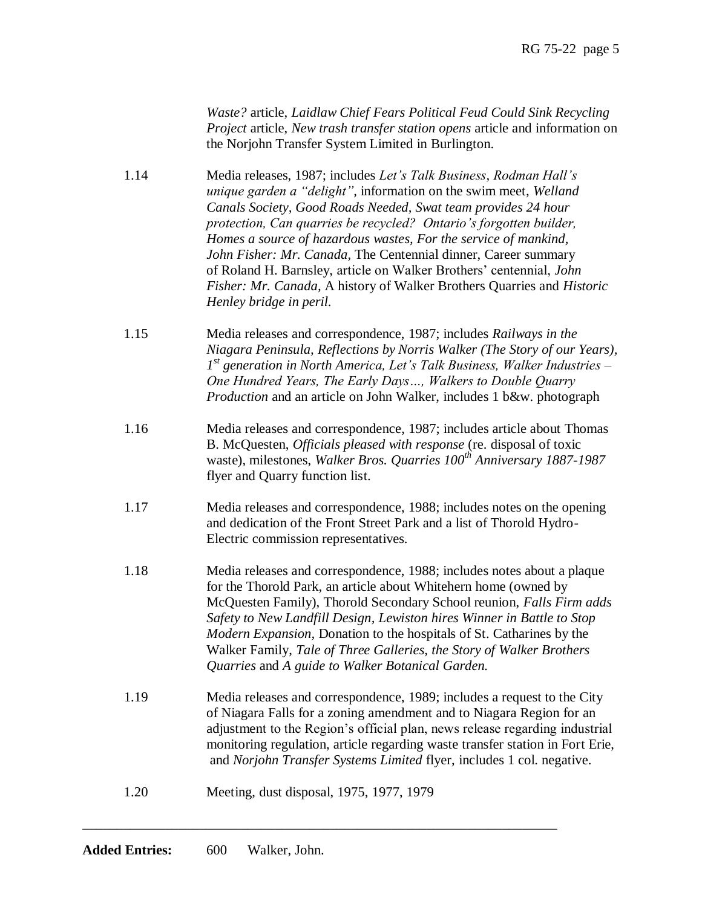*Waste?* article, *Laidlaw Chief Fears Political Feud Could Sink Recycling Project* article, *New trash transfer station opens* article and information on the Norjohn Transfer System Limited in Burlington.

1.14 Media releases, 1987; includes *Let's Talk Business, Rodman Hall's unique garden a "delight",* information on the swim meet, *Welland Canals Society, Good Roads Needed, Swat team provides 24 hour protection, Can quarries be recycled? Ontario's forgotten builder, Homes a source of hazardous wastes, For the service of mankind, John Fisher: Mr. Canada,* The Centennial dinner, Career summary of Roland H. Barnsley, article on Walker Brothers' centennial, *John Fisher: Mr. Canada,* A history of Walker Brothers Quarries and *Historic Henley bridge in peril.*

1.15 Media releases and correspondence, 1987; includes *Railways in the Niagara Peninsula, Reflections by Norris Walker (The Story of our Years), 1st generation in North America, Let's Talk Business, Walker Industries – One Hundred Years, The Early Days…, Walkers to Double Quarry Production* and an article on John Walker, includes 1 b&w. photograph

1.16 Media releases and correspondence, 1987; includes article about Thomas B. McQuesten, *Officials pleased with response* (re. disposal of toxic waste), milestones, *Walker Bros. Quarries 100th Anniversary 1887-1987* flyer and Quarry function list.

1.17 Media releases and correspondence, 1988; includes notes on the opening and dedication of the Front Street Park and a list of Thorold Hydro-Electric commission representatives.

1.18 Media releases and correspondence, 1988; includes notes about a plaque for the Thorold Park, an article about Whitehern home (owned by McQuesten Family), Thorold Secondary School reunion, *Falls Firm adds Safety to New Landfill Design, Lewiston hires Winner in Battle to Stop Modern Expansion,* Donation to the hospitals of St. Catharines by the Walker Family, *Tale of Three Galleries, the Story of Walker Brothers Quarries* and *A guide to Walker Botanical Garden.*

1.19 Media releases and correspondence, 1989; includes a request to the City of Niagara Falls for a zoning amendment and to Niagara Region for an adjustment to the Region's official plan, news release regarding industrial monitoring regulation, article regarding waste transfer station in Fort Erie, and *Norjohn Transfer Systems Limited* flyer, includes 1 col. negative.

1.20 Meeting, dust disposal, 1975, 1977, 1979

---

**Added Entries:** 600 Walker, John.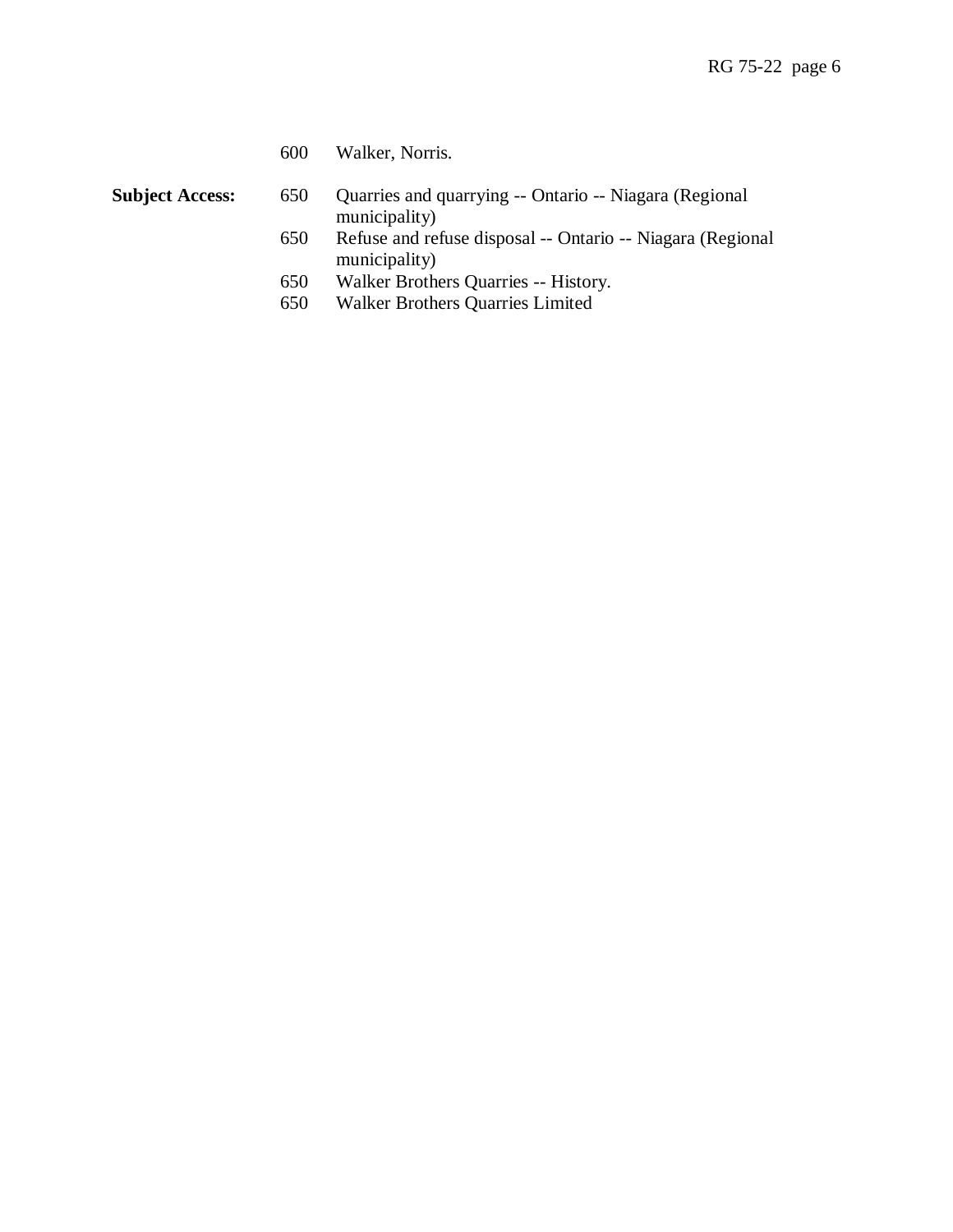600 Walker, Norris.

**Subject Access:**

650 Quarries and quarrying -- Ontario -- Niagara (Regional municipality)

650 Refuse and refuse disposal -- Ontario -- Niagara (Regional municipality)

650 Walker Brothers Quarries -- History.

650 Walker Brothers Quarries Limited